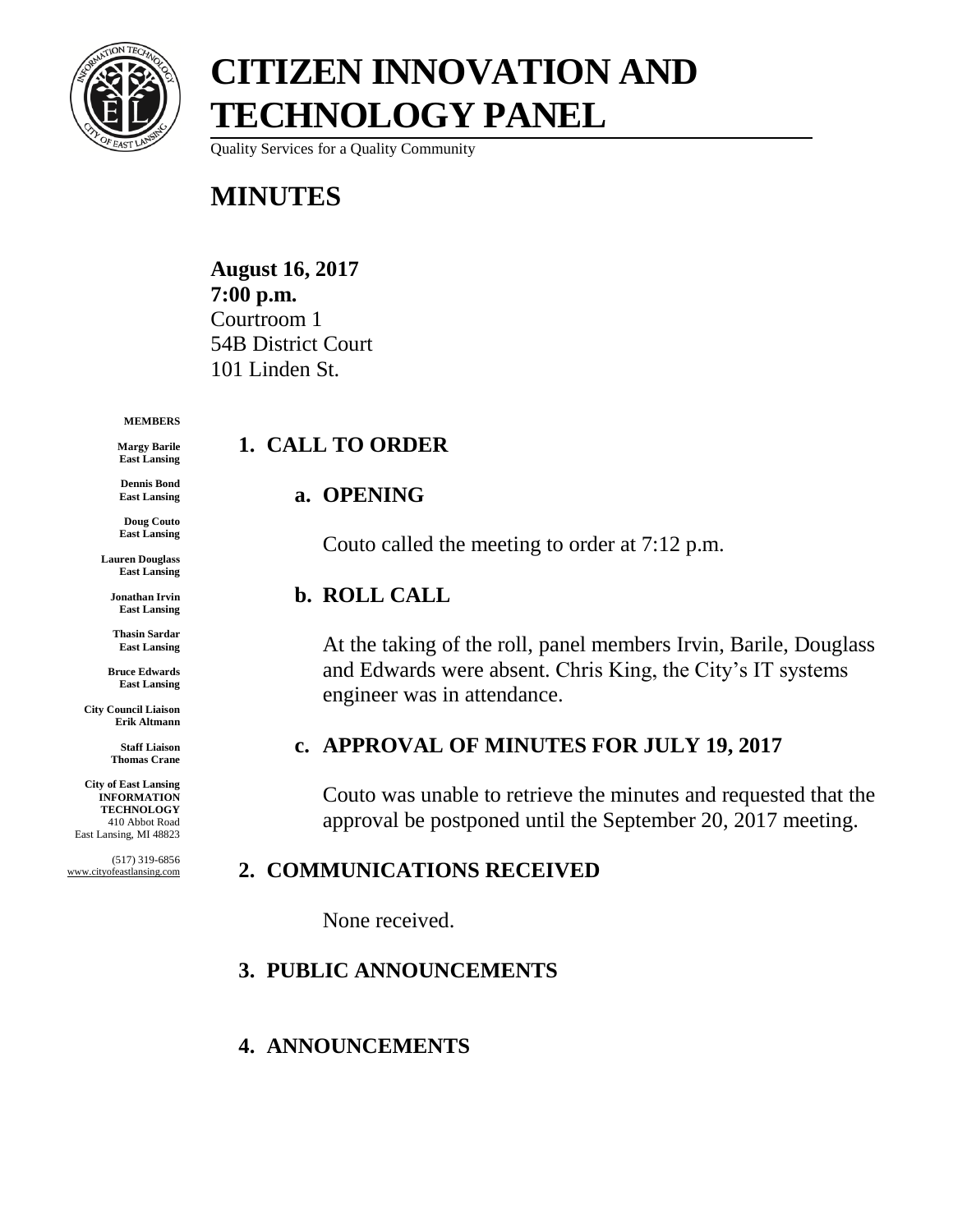# CITIZEN INNOVATION AND TECHNOLOGY PANEL

Quality Services for a Quality Community

## MINUTES

**August 16, 2017**
**7:00 p.m.**
Courtroom 1
54B District Court
101 Linden St.

**MEMBERS**

**Margy Barile**
**East Lansing**

**Dennis Bond**
**East Lansing**

**Doug Couto**
**East Lansing**

**Lauren Douglass**
**East Lansing**

**Jonathan Irvin**
**East Lansing**

**Thasin Sardar**
**East Lansing**

**Bruce Edwards**
**East Lansing**

**City Council Liaison**
**Erik Altmann**

**Staff Liaison**
**Thomas Crane**

**City of East Lansing**
**INFORMATION TECHNOLOGY**
410 Abbot Road
East Lansing, MI 48823

(517) 319-6856
www.cityofeastlansing.com

### 1. CALL TO ORDER

#### a. OPENING

Couto called the meeting to order at 7:12 p.m.

#### b. ROLL CALL

At the taking of the roll, panel members Irvin, Barile, Douglass and Edwards were absent. Chris King, the City's IT systems engineer was in attendance.

#### c. APPROVAL OF MINUTES FOR JULY 19, 2017

Couto was unable to retrieve the minutes and requested that the approval be postponed until the September 20, 2017 meeting.

### 2. COMMUNICATIONS RECEIVED

None received.

### 3. PUBLIC ANNOUNCEMENTS

### 4. ANNOUNCEMENTS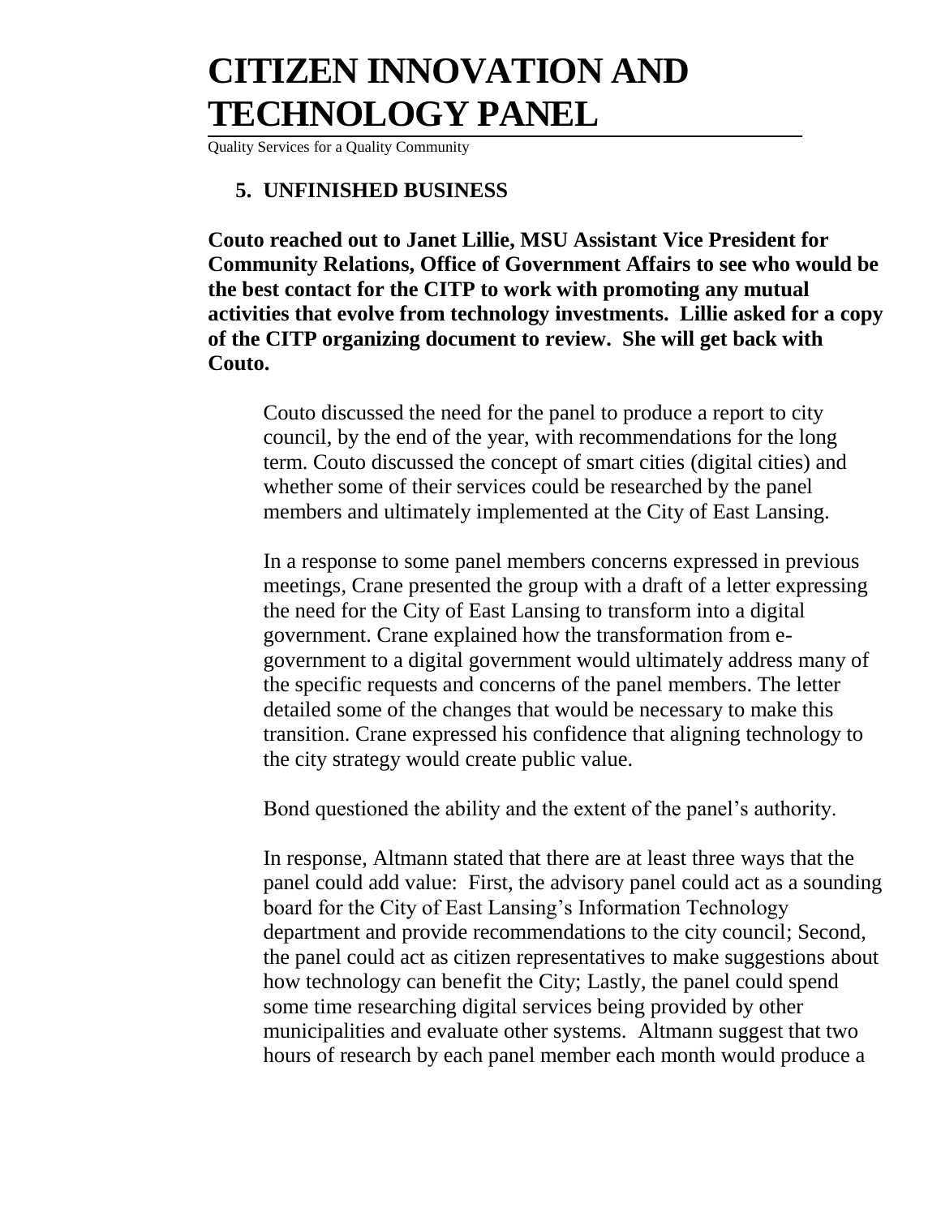# CITIZEN INNOVATION AND TECHNOLOGY PANEL

Quality Services for a Quality Community

## 5. UNFINISHED BUSINESS

**Couto reached out to Janet Lillie, MSU Assistant Vice President for Community Relations, Office of Government Affairs to see who would be the best contact for the CITP to work with promoting any mutual activities that evolve from technology investments. Lillie asked for a copy of the CITP organizing document to review. She will get back with Couto.**

Couto discussed the need for the panel to produce a report to city council, by the end of the year, with recommendations for the long term. Couto discussed the concept of smart cities (digital cities) and whether some of their services could be researched by the panel members and ultimately implemented at the City of East Lansing.

In a response to some panel members concerns expressed in previous meetings, Crane presented the group with a draft of a letter expressing the need for the City of East Lansing to transform into a digital government. Crane explained how the transformation from e-government to a digital government would ultimately address many of the specific requests and concerns of the panel members. The letter detailed some of the changes that would be necessary to make this transition. Crane expressed his confidence that aligning technology to the city strategy would create public value.

Bond questioned the ability and the extent of the panel's authority.

In response, Altmann stated that there are at least three ways that the panel could add value: First, the advisory panel could act as a sounding board for the City of East Lansing's Information Technology department and provide recommendations to the city council; Second, the panel could act as citizen representatives to make suggestions about how technology can benefit the City; Lastly, the panel could spend some time researching digital services being provided by other municipalities and evaluate other systems. Altmann suggest that two hours of research by each panel member each month would produce a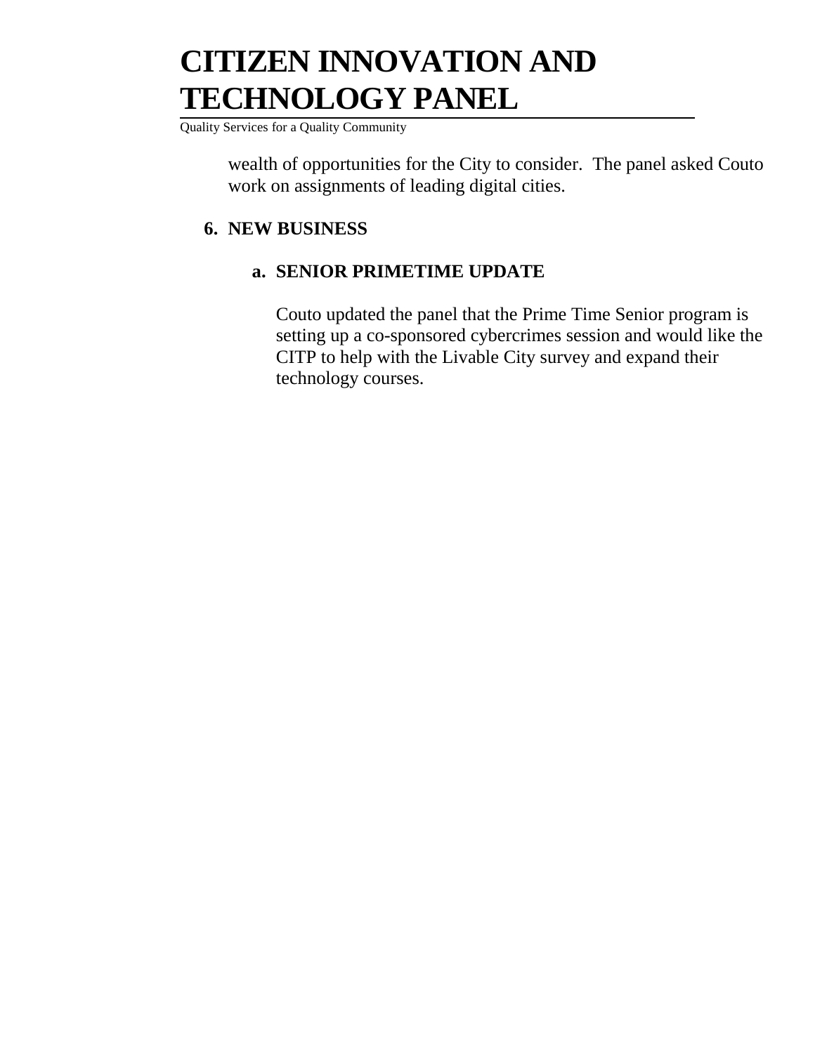wealth of opportunities for the City to consider. The panel asked Couto work on assignments of leading digital cities.

## 6. NEW BUSINESS

### a. SENIOR PRIMETIME UPDATE

Couto updated the panel that the Prime Time Senior program is setting up a co-sponsored cybercrimes session and would like the CITP to help with the Livable City survey and expand their technology courses.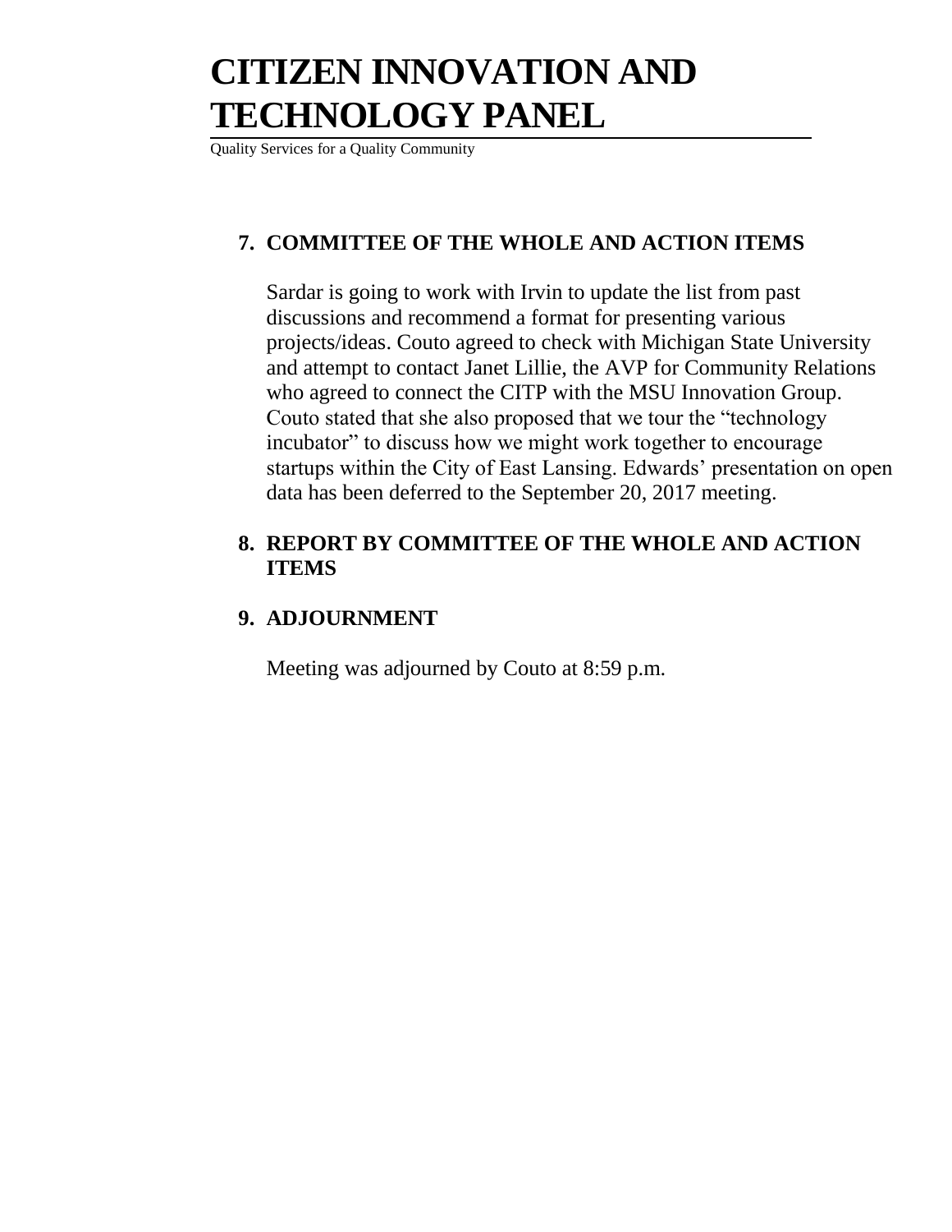## 7. COMMITTEE OF THE WHOLE AND ACTION ITEMS

Sardar is going to work with Irvin to update the list from past discussions and recommend a format for presenting various projects/ideas. Couto agreed to check with Michigan State University and attempt to contact Janet Lillie, the AVP for Community Relations who agreed to connect the CITP with the MSU Innovation Group. Couto stated that she also proposed that we tour the "technology incubator" to discuss how we might work together to encourage startups within the City of East Lansing. Edwards' presentation on open data has been deferred to the September 20, 2017 meeting.

## 8. REPORT BY COMMITTEE OF THE WHOLE AND ACTION ITEMS

## 9. ADJOURNMENT

Meeting was adjourned by Couto at 8:59 p.m.